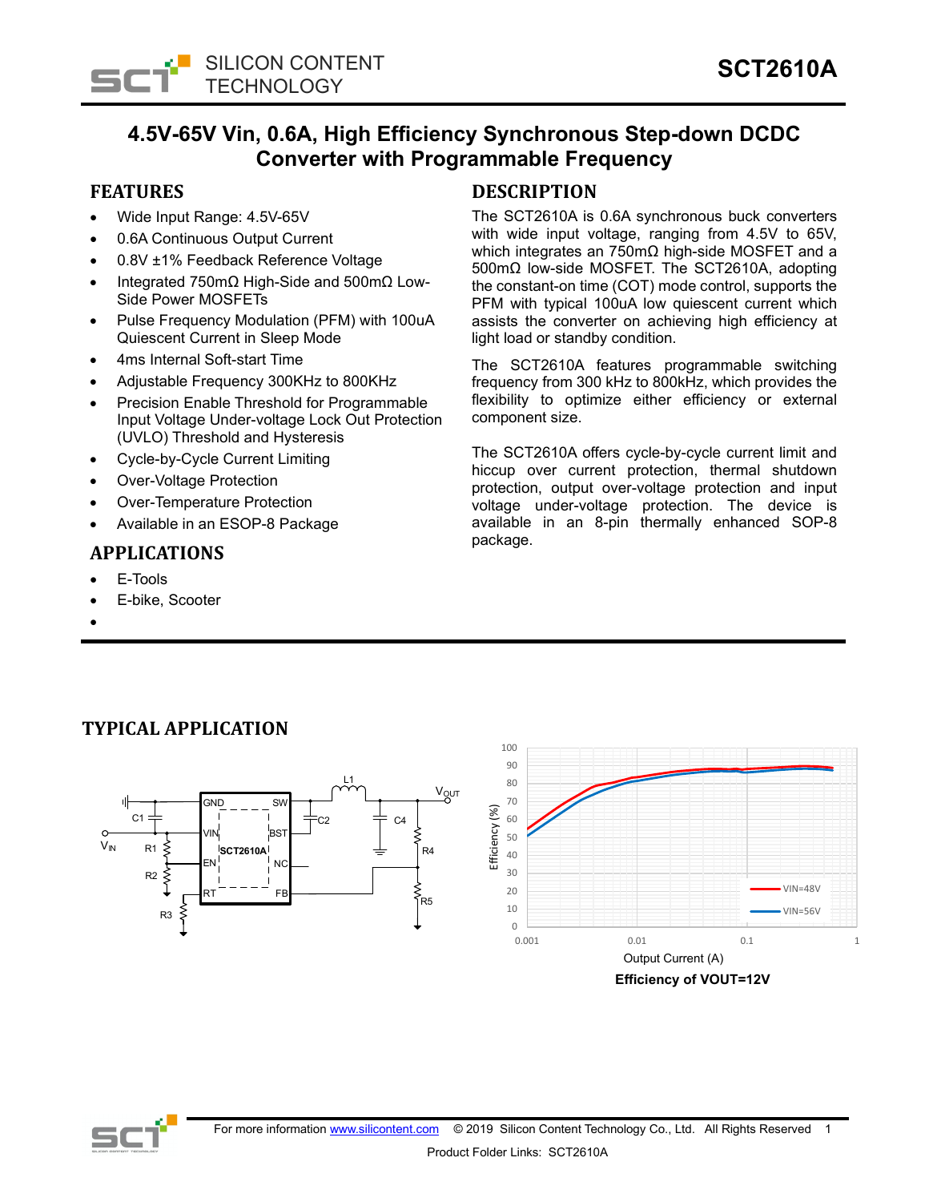# 4.5V-65V Vin, 0.6A, High Efficiency Synchronous Step-down DCDC Converter with Programmable Frequency

## FEATURES

- Wide Input Range: 4.5V-65V
- 0.6A Continuous Output Current
- 0.8V ±1% Feedback Reference Voltage
- Integrated 750mΩ High-Side and 500mΩ Low-Side Power MOSFETs
- Pulse Frequency Modulation (PFM) with 100uA Quiescent Current in Sleep Mode
- 4ms Internal Soft-start Time
- Adjustable Frequency 300KHz to 800KHz
- Precision Enable Threshold for Programmable Input Voltage Under-voltage Lock Out Protection (UVLO) Threshold and Hysteresis
- Cycle-by-Cycle Current Limiting
- Over-Voltage Protection
- Over-Temperature Protection
- Available in an ESOP-8 Package

## APPLICATIONS

- E-Tools
- E-bike, Scooter
-

## DESCRIPTION

The SCT2610A is 0.6A synchronous buck converters with wide input voltage, ranging from 4.5V to 65V, which integrates an 750mΩ high-side MOSFET and a 500mΩ low-side MOSFET. The SCT2610A, adopting the constant-on time (COT) mode control, supports the PFM with typical 100uA low quiescent current which assists the converter on achieving high efficiency at light load or standby condition.

The SCT2610A features programmable switching frequency from 300 kHz to 800kHz, which provides the flexibility to optimize either efficiency or external component size.

The SCT2610A offers cycle-by-cycle current limit and hiccup over current protection, thermal shutdown protection, output over-voltage protection and input voltage under-voltage protection. The device is available in an 8-pin thermally enhanced SOP-8 package.

## TYPICAL APPLICATION

**Efficiency of VOUT=12V**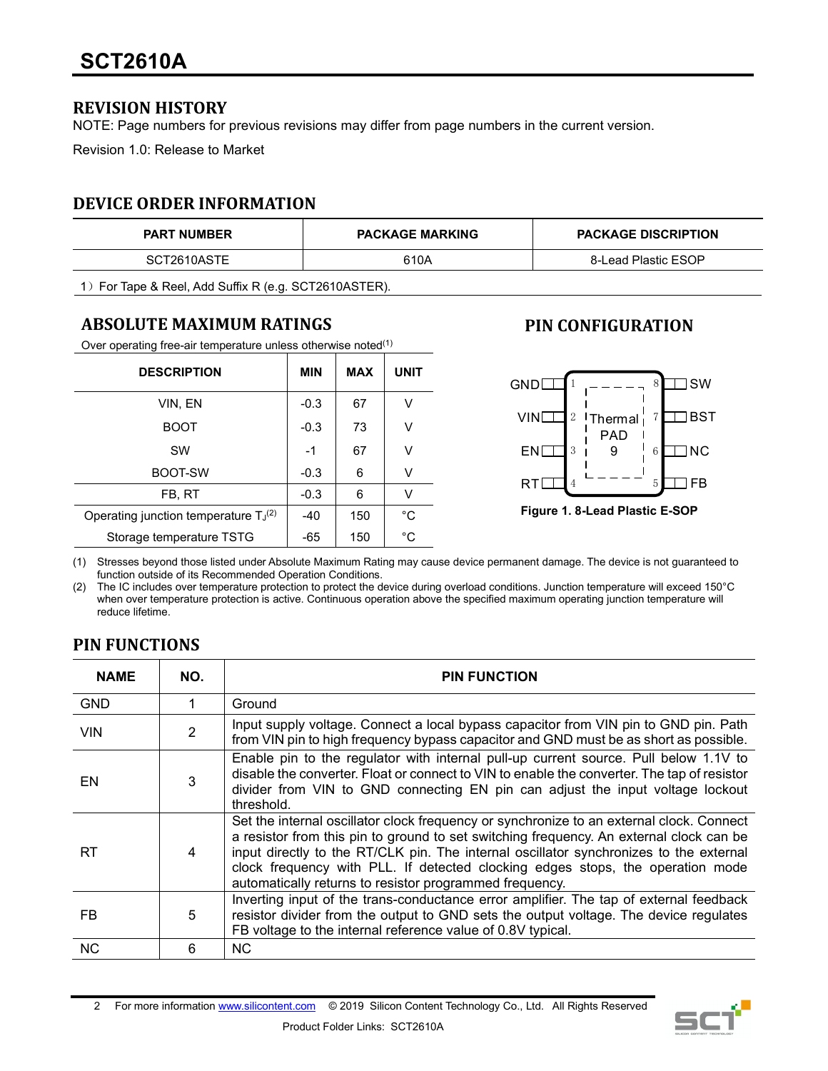## REVISION HISTORY

NOTE: Page numbers for previous revisions may differ from page numbers in the current version.

Revision 1.0: Release to Market

## DEVICE ORDER INFORMATION

| PART NUMBER | PACKAGE MARKING | PACKAGE DISCRIPTION |
|---|---|---|
| SCT2610ASTE | 610A | 8-Lead Plastic ESOP |

1）For Tape & Reel, Add Suffix R (e.g. SCT2610ASTER).

## ABSOLUTE MAXIMUM RATINGS

Over operating free-air temperature unless otherwise noted(1)

| DESCRIPTION | MIN | MAX | UNIT |
|---|---|---|---|
| VIN, EN | -0.3 | 67 | V |
| BOOT | -0.3 | 73 | V |
| SW | -1 | 67 | V |
| BOOT-SW | -0.3 | 6 | V |
| FB, RT | -0.3 | 6 | V |
| Operating junction temperature $T_J$(2) | -40 | 150 | °C |
| Storage temperature TSTG | -65 | 150 | °C |

(1) Stresses beyond those listed under Absolute Maximum Rating may cause device permanent damage. The device is not guaranteed to function outside of its Recommended Operation Conditions.

(2) The IC includes over temperature protection to protect the device during overload conditions. Junction temperature will exceed 150°C when over temperature protection is active. Continuous operation above the specified maximum operating junction temperature will reduce lifetime.

## PIN CONFIGURATION

| Left pin | No. | | No. | Right pin |
|---|---|---|---|---|
| GND | 1 | Thermal PAD 9 | 8 | SW |
| VIN | 2 | | 7 | BST |
| EN | 3 | | 6 | NC |
| RT | 4 | | 5 | FB |

**Figure 1. 8-Lead Plastic E-SOP**

## PIN FUNCTIONS

| NAME | NO. | PIN FUNCTION |
|---|---|---|
| GND | 1 | Ground |
| VIN | 2 | Input supply voltage. Connect a local bypass capacitor from VIN pin to GND pin. Path from VIN pin to high frequency bypass capacitor and GND must be as short as possible. |
| EN | 3 | Enable pin to the regulator with internal pull-up current source. Pull below 1.1V to disable the converter. Float or connect to VIN to enable the converter. The tap of resistor divider from VIN to GND connecting EN pin can adjust the input voltage lockout threshold. |
| RT | 4 | Set the internal oscillator clock frequency or synchronize to an external clock. Connect a resistor from this pin to ground to set switching frequency. An external clock can be input directly to the RT/CLK pin. The internal oscillator synchronizes to the external clock frequency with PLL. If detected clocking edges stops, the operation mode automatically returns to resistor programmed frequency. |
| FB | 5 | Inverting input of the trans-conductance error amplifier. The tap of external feedback resistor divider from the output to GND sets the output voltage. The device regulates FB voltage to the internal reference value of 0.8V typical. |
| NC | 6 | NC |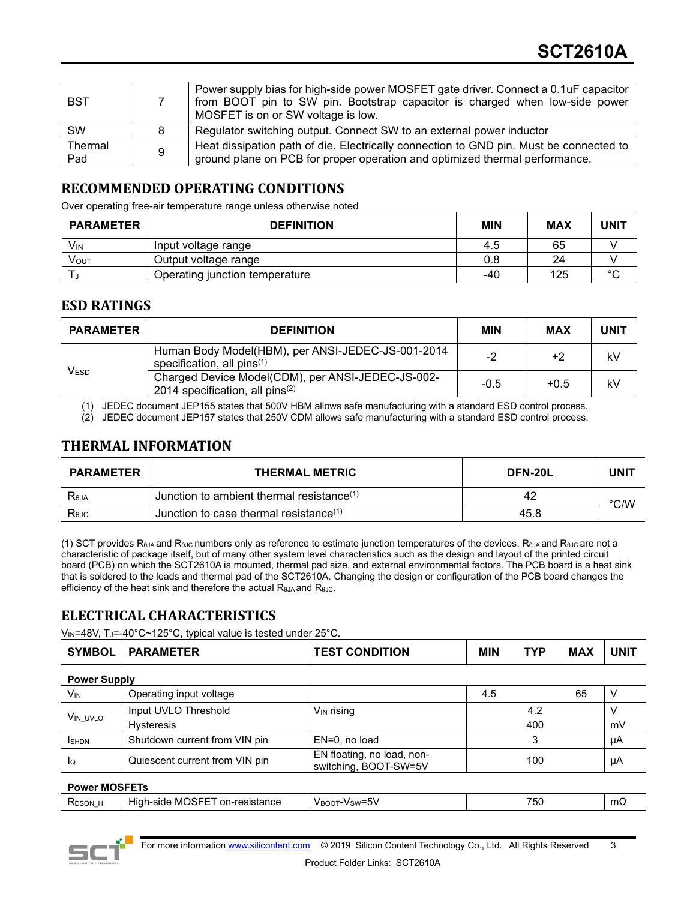| | | |
|---|---|---|
| BST | 7 | Power supply bias for high-side power MOSFET gate driver. Connect a 0.1uF capacitor from BOOT pin to SW pin. Bootstrap capacitor is charged when low-side power MOSFET is on or SW voltage is low. |
| SW | 8 | Regulator switching output. Connect SW to an external power inductor |
| Thermal Pad | 9 | Heat dissipation path of die. Electrically connection to GND pin. Must be connected to ground plane on PCB for proper operation and optimized thermal performance. |

## RECOMMENDED OPERATING CONDITIONS

Over operating free-air temperature range unless otherwise noted

| PARAMETER | DEFINITION | MIN | MAX | UNIT |
|---|---|---|---|---|
| $V_{IN}$ | Input voltage range | 4.5 | 65 | V |
| $V_{OUT}$ | Output voltage range | 0.8 | 24 | V |
| $T_J$ | Operating junction temperature | -40 | 125 | °C |

## ESD RATINGS

| PARAMETER | DEFINITION | MIN | MAX | UNIT |
|---|---|---|---|---|
| $V_{ESD}$ | Human Body Model(HBM), per ANSI-JEDEC-JS-001-2014 specification, all pins(1) | -2 | +2 | kV |
| | Charged Device Model(CDM), per ANSI-JEDEC-JS-002-2014 specification, all pins(2) | -0.5 | +0.5 | kV |

(1) JEDEC document JEP155 states that 500V HBM allows safe manufacturing with a standard ESD control process.
(2) JEDEC document JEP157 states that 250V CDM allows safe manufacturing with a standard ESD control process.

## THERMAL INFORMATION

| PARAMETER | THERMAL METRIC | DFN-20L | UNIT |
|---|---|---|---|
| $R_{\theta JA}$ | Junction to ambient thermal resistance(1) | 42 | °C/W |
| $R_{\theta JC}$ | Junction to case thermal resistance(1) | 45.8 | |

(1) SCT provides $R_{\theta JA}$ and $R_{\theta JC}$ numbers only as reference to estimate junction temperatures of the devices. $R_{\theta JA}$ and $R_{\theta JC}$ are not a characteristic of package itself, but of many other system level characteristics such as the design and layout of the printed circuit board (PCB) on which the SCT2610A is mounted, thermal pad size, and external environmental factors. The PCB board is a heat sink that is soldered to the leads and thermal pad of the SCT2610A. Changing the design or configuration of the PCB board changes the efficiency of the heat sink and therefore the actual $R_{\theta JA}$ and $R_{\theta JC}$.

## ELECTRICAL CHARACTERISTICS

$V_{IN}$=48V, $T_J$=-40°C~125°C, typical value is tested under 25°C.

| SYMBOL | PARAMETER | TEST CONDITION | MIN | TYP | MAX | UNIT |
|---|---|---|---|---|---|---|
| **Power Supply** | | | | | | |
| $V_{IN}$ | Operating input voltage | | 4.5 | | 65 | V |
| $V_{IN\_UVLO}$ | Input UVLO Threshold | $V_{IN}$ rising | | 4.2 | | V |
| | Hysteresis | | | 400 | | mV |
| $I_{SHDN}$ | Shutdown current from VIN pin | EN=0, no load | | 3 | | μA |
| $I_Q$ | Quiescent current from VIN pin | EN floating, no load, non-switching, BOOT-SW=5V | | 100 | | μA |
| **Power MOSFETs** | | | | | | |
| $R_{DSON\_H}$ | High-side MOSFET on-resistance | $V_{BOOT}$-$V_{SW}$=5V | | 750 | | mΩ |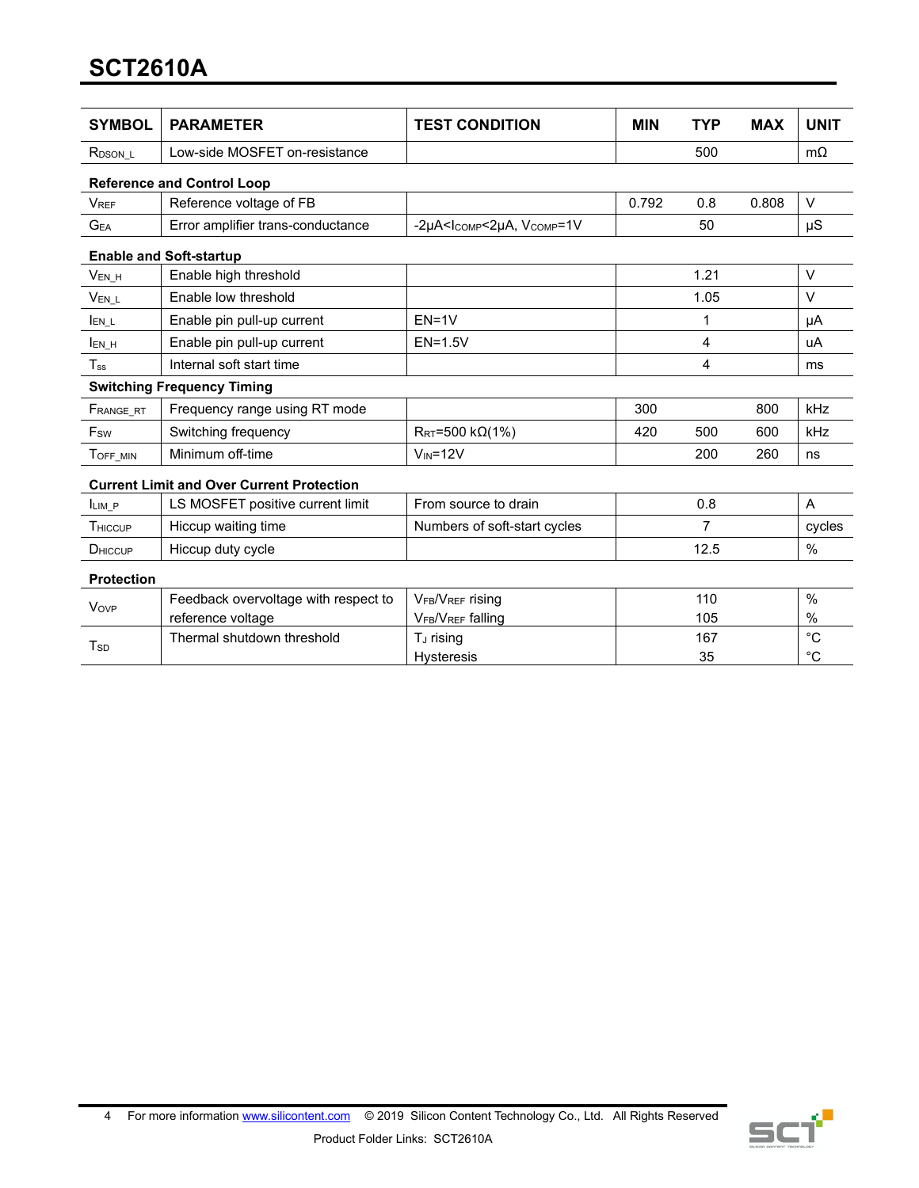| SYMBOL | PARAMETER | TEST CONDITION | MIN | TYP | MAX | UNIT |
|---|---|---|---|---|---|---|
| $R_{DSON\_L}$ | Low-side MOSFET on-resistance | | | 500 | | mΩ |
| **Reference and Control Loop** | | | | | | |
| $V_{REF}$ | Reference voltage of FB | | 0.792 | 0.8 | 0.808 | V |
| $G_{EA}$ | Error amplifier trans-conductance | $-2\mu A<I_{COMP}<2\mu A$, $V_{COMP}=1V$ | | 50 | | μS |
| **Enable and Soft-startup** | | | | | | |
| $V_{EN\_H}$ | Enable high threshold | | | 1.21 | | V |
| $V_{EN\_L}$ | Enable low threshold | | | 1.05 | | V |
| $I_{EN\_L}$ | Enable pin pull-up current | EN=1V | | 1 | | μA |
| $I_{EN\_H}$ | Enable pin pull-up current | EN=1.5V | | 4 | | uA |
| $T_{ss}$ | Internal soft start time | | | 4 | | ms |
| **Switching Frequency Timing** | | | | | | |
| $F_{RANGE\_RT}$ | Frequency range using RT mode | | 300 | | 800 | kHz |
| $F_{SW}$ | Switching frequency | $R_{RT}$=500 kΩ(1%) | 420 | 500 | 600 | kHz |
| $T_{OFF\_MIN}$ | Minimum off-time | $V_{IN}$=12V | | 200 | 260 | ns |
| **Current Limit and Over Current Protection** | | | | | | |
| $I_{LIM\_P}$ | LS MOSFET positive current limit | From source to drain | | 0.8 | | A |
| $T_{HICCUP}$ | Hiccup waiting time | Numbers of soft-start cycles | | 7 | | cycles |
| $D_{HICCUP}$ | Hiccup duty cycle | | | 12.5 | | % |
| **Protection** | | | | | | |
| $V_{OVP}$ | Feedback overvoltage with respect to reference voltage | $V_{FB}/V_{REF}$ rising | | 110 | | % |
| | | $V_{FB}/V_{REF}$ falling | | 105 | | % |
| $T_{SD}$ | Thermal shutdown threshold | $T_J$ rising | | 167 | | °C |
| | | Hysteresis | | 35 | | °C |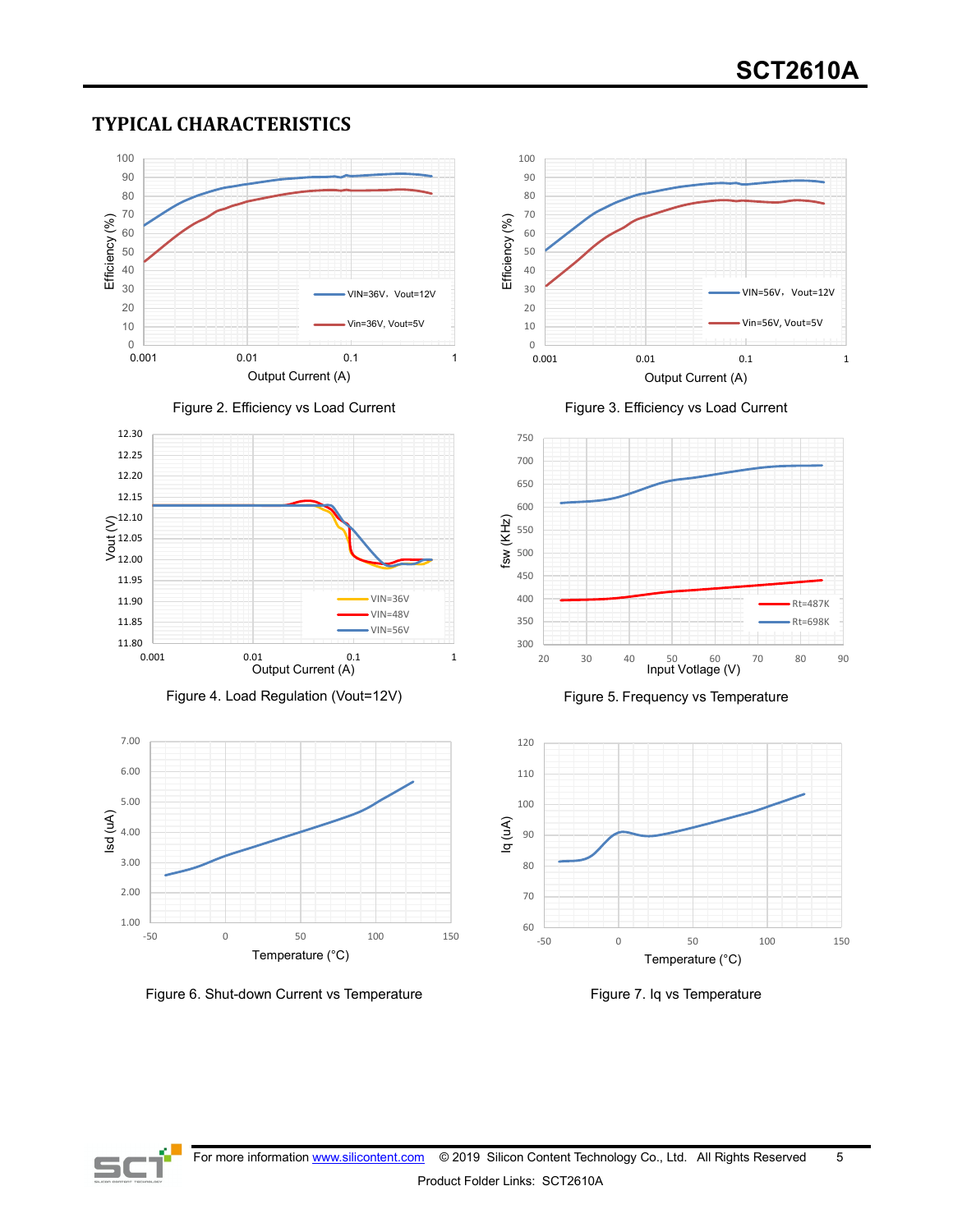## TYPICAL CHARACTERISTICS

Figure 2. Efficiency vs Load Current

Figure 3. Efficiency vs Load Current

Figure 4. Load Regulation (Vout=12V)

Figure 5. Frequency vs Temperature

Figure 6. Shut-down Current vs Temperature

Figure 7. Iq vs Temperature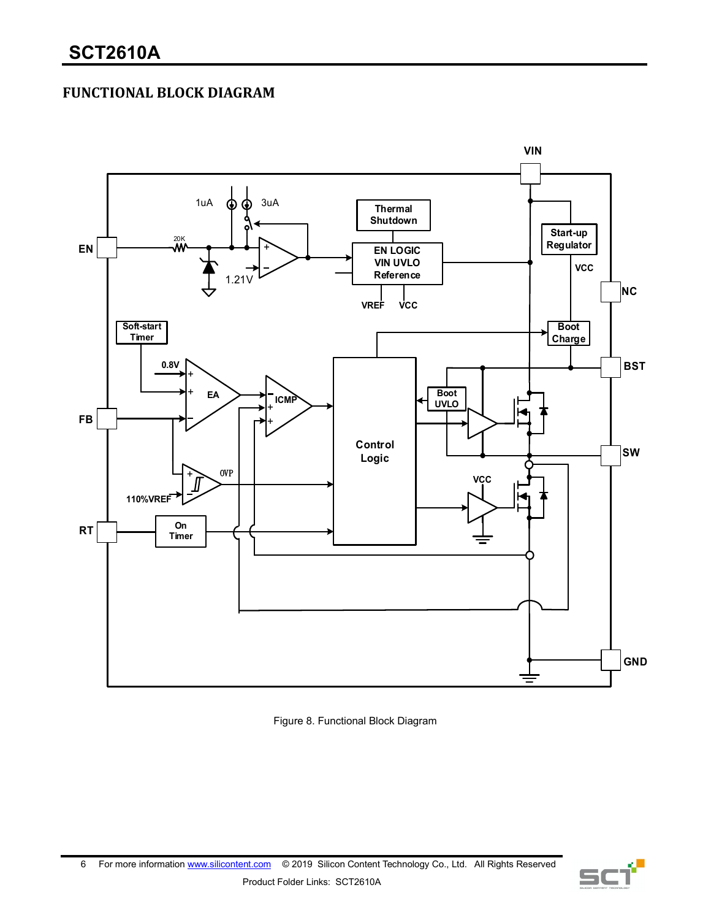## FUNCTIONAL BLOCK DIAGRAM

Figure 8. Functional Block Diagram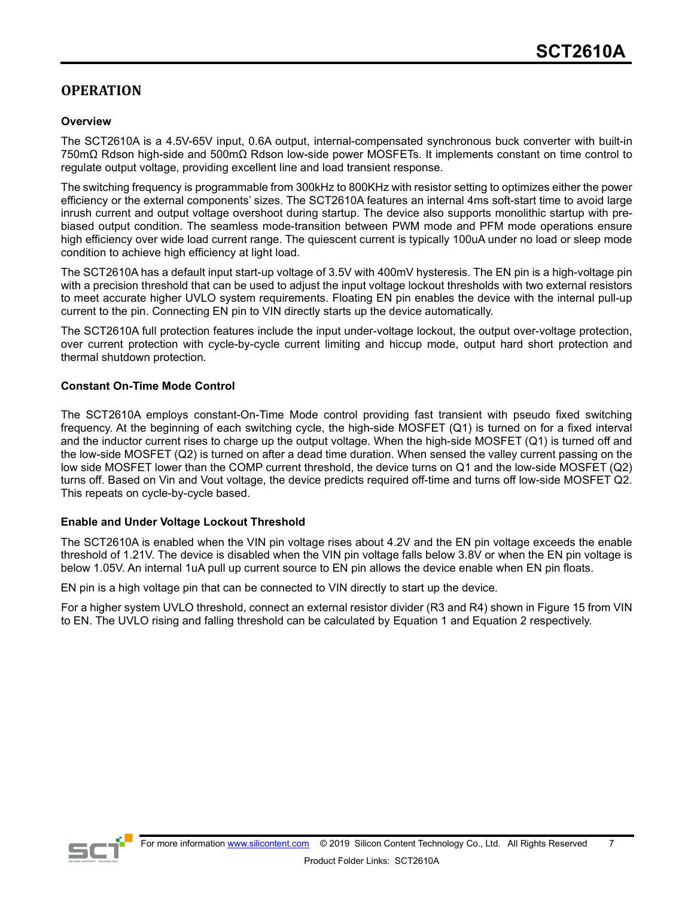## OPERATION

### Overview

The SCT2610A is a 4.5V-65V input, 0.6A output, internal-compensated synchronous buck converter with built-in 750mΩ Rdson high-side and 500mΩ Rdson low-side power MOSFETs. It implements constant on time control to regulate output voltage, providing excellent line and load transient response.

The switching frequency is programmable from 300kHz to 800KHz with resistor setting to optimizes either the power efficiency or the external components' sizes. The SCT2610A features an internal 4ms soft-start time to avoid large inrush current and output voltage overshoot during startup. The device also supports monolithic startup with pre-biased output condition. The seamless mode-transition between PWM mode and PFM mode operations ensure high efficiency over wide load current range. The quiescent current is typically 100uA under no load or sleep mode condition to achieve high efficiency at light load.

The SCT2610A has a default input start-up voltage of 3.5V with 400mV hysteresis. The EN pin is a high-voltage pin with a precision threshold that can be used to adjust the input voltage lockout thresholds with two external resistors to meet accurate higher UVLO system requirements. Floating EN pin enables the device with the internal pull-up current to the pin. Connecting EN pin to VIN directly starts up the device automatically.

The SCT2610A full protection features include the input under-voltage lockout, the output over-voltage protection, over current protection with cycle-by-cycle current limiting and hiccup mode, output hard short protection and thermal shutdown protection.

### Constant On-Time Mode Control

The SCT2610A employs constant-On-Time Mode control providing fast transient with pseudo fixed switching frequency. At the beginning of each switching cycle, the high-side MOSFET (Q1) is turned on for a fixed interval and the inductor current rises to charge up the output voltage. When the high-side MOSFET (Q1) is turned off and the low-side MOSFET (Q2) is turned on after a dead time duration. When sensed the valley current passing on the low side MOSFET lower than the COMP current threshold, the device turns on Q1 and the low-side MOSFET (Q2) turns off. Based on Vin and Vout voltage, the device predicts required off-time and turns off low-side MOSFET Q2. This repeats on cycle-by-cycle based.

### Enable and Under Voltage Lockout Threshold

The SCT2610A is enabled when the VIN pin voltage rises about 4.2V and the EN pin voltage exceeds the enable threshold of 1.21V. The device is disabled when the VIN pin voltage falls below 3.8V or when the EN pin voltage is below 1.05V. An internal 1uA pull up current source to EN pin allows the device enable when EN pin floats.

EN pin is a high voltage pin that can be connected to VIN directly to start up the device.

For a higher system UVLO threshold, connect an external resistor divider (R3 and R4) shown in Figure 15 from VIN to EN. The UVLO rising and falling threshold can be calculated by Equation 1 and Equation 2 respectively.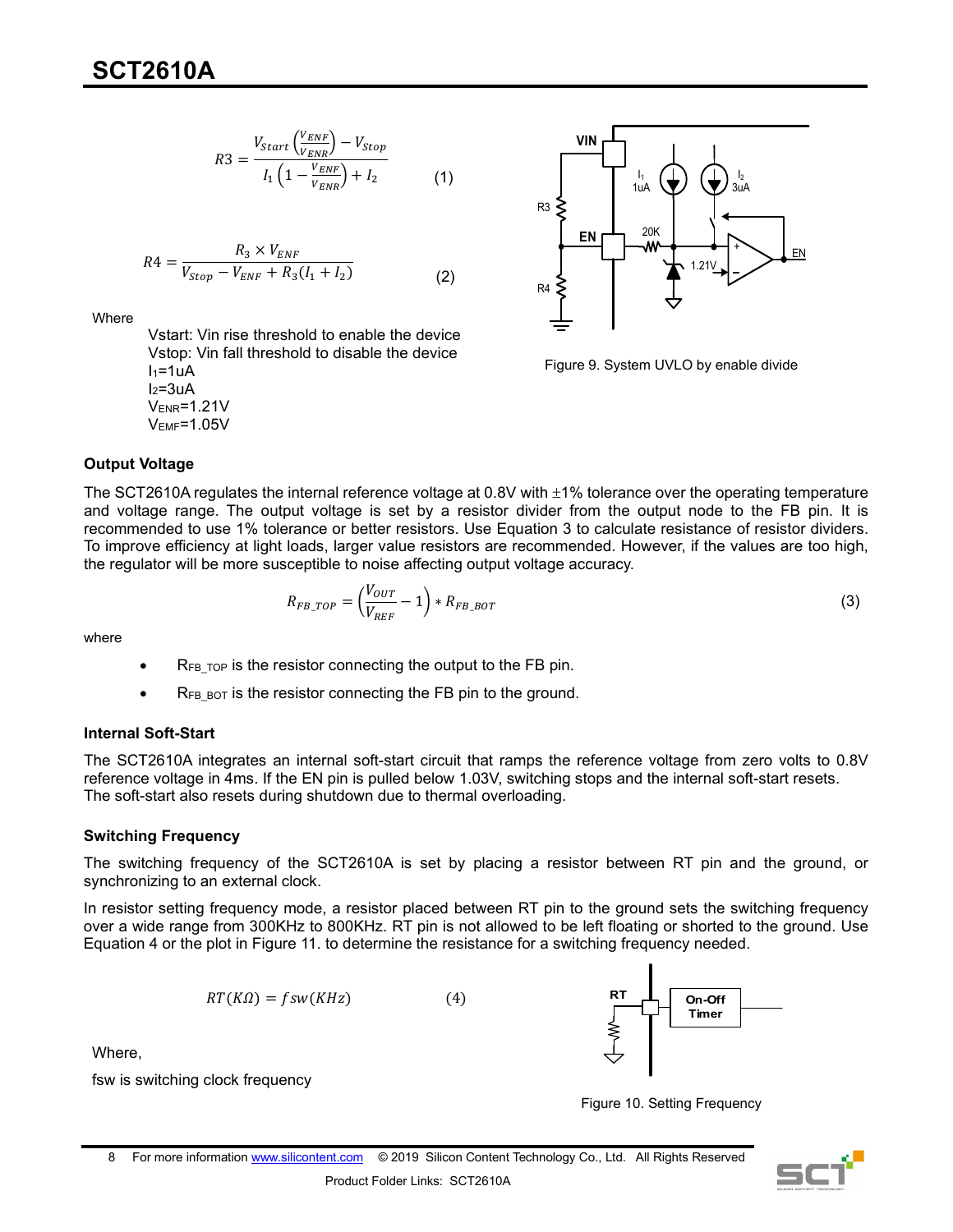$$R3 = \frac{V_{Start}\left(\frac{V_{ENF}}{V_{ENR}}\right) - V_{Stop}}{I_1\left(1 - \frac{V_{ENF}}{V_{ENR}}\right) + I_2} \quad (1)$$

$$R4 = \frac{R_3 \times V_{ENF}}{V_{Stop} - V_{ENF} + R_3(I_1 + I_2)} \quad (2)$$

Where

Vstart: Vin rise threshold to enable the device
Vstop: Vin fall threshold to disable the device
$I_1$=1uA
$I_2$=3uA
$V_{ENR}$=1.21V
$V_{EMF}$=1.05V

Figure 9. System UVLO by enable divide

### Output Voltage

The SCT2610A regulates the internal reference voltage at 0.8V with ±1% tolerance over the operating temperature and voltage range. The output voltage is set by a resistor divider from the output node to the FB pin. It is recommended to use 1% tolerance or better resistors. Use Equation 3 to calculate resistance of resistor dividers. To improve efficiency at light loads, larger value resistors are recommended. However, if the values are too high, the regulator will be more susceptible to noise affecting output voltage accuracy.

$$R_{FB\_TOP} = \left(\frac{V_{OUT}}{V_{REF}} - 1\right) * R_{FB\_BOT} \quad (3)$$

where

- $R_{FB\_TOP}$ is the resistor connecting the output to the FB pin.
- $R_{FB\_BOT}$ is the resistor connecting the FB pin to the ground.

### Internal Soft-Start

The SCT2610A integrates an internal soft-start circuit that ramps the reference voltage from zero volts to 0.8V reference voltage in 4ms. If the EN pin is pulled below 1.03V, switching stops and the internal soft-start resets. The soft-start also resets during shutdown due to thermal overloading.

### Switching Frequency

The switching frequency of the SCT2610A is set by placing a resistor between RT pin and the ground, or synchronizing to an external clock.

In resistor setting frequency mode, a resistor placed between RT pin to the ground sets the switching frequency over a wide range from 300KHz to 800KHz. RT pin is not allowed to be left floating or shorted to the ground. Use Equation 4 or the plot in Figure 11. to determine the resistance for a switching frequency needed.

$$RT(K\Omega) = fsw(KHz) \quad (4)$$

Where,

fsw is switching clock frequency

Figure 10. Setting Frequency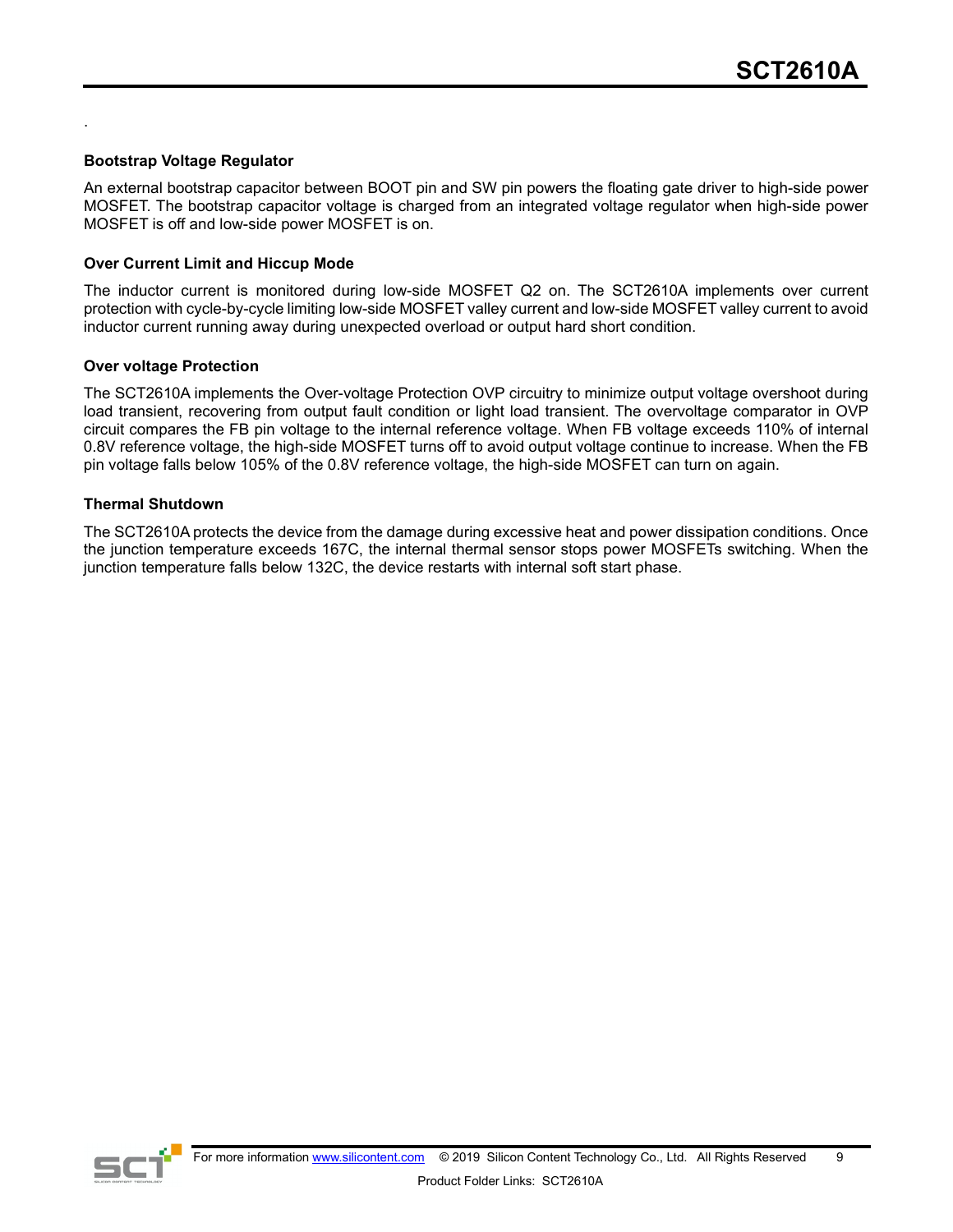.

### Bootstrap Voltage Regulator

An external bootstrap capacitor between BOOT pin and SW pin powers the floating gate driver to high-side power MOSFET. The bootstrap capacitor voltage is charged from an integrated voltage regulator when high-side power MOSFET is off and low-side power MOSFET is on.

### Over Current Limit and Hiccup Mode

The inductor current is monitored during low-side MOSFET Q2 on. The SCT2610A implements over current protection with cycle-by-cycle limiting low-side MOSFET valley current and low-side MOSFET valley current to avoid inductor current running away during unexpected overload or output hard short condition.

### Over voltage Protection

The SCT2610A implements the Over-voltage Protection OVP circuitry to minimize output voltage overshoot during load transient, recovering from output fault condition or light load transient. The overvoltage comparator in OVP circuit compares the FB pin voltage to the internal reference voltage. When FB voltage exceeds 110% of internal 0.8V reference voltage, the high-side MOSFET turns off to avoid output voltage continue to increase. When the FB pin voltage falls below 105% of the 0.8V reference voltage, the high-side MOSFET can turn on again.

### Thermal Shutdown

The SCT2610A protects the device from the damage during excessive heat and power dissipation conditions. Once the junction temperature exceeds 167C, the internal thermal sensor stops power MOSFETs switching. When the junction temperature falls below 132C, the device restarts with internal soft start phase.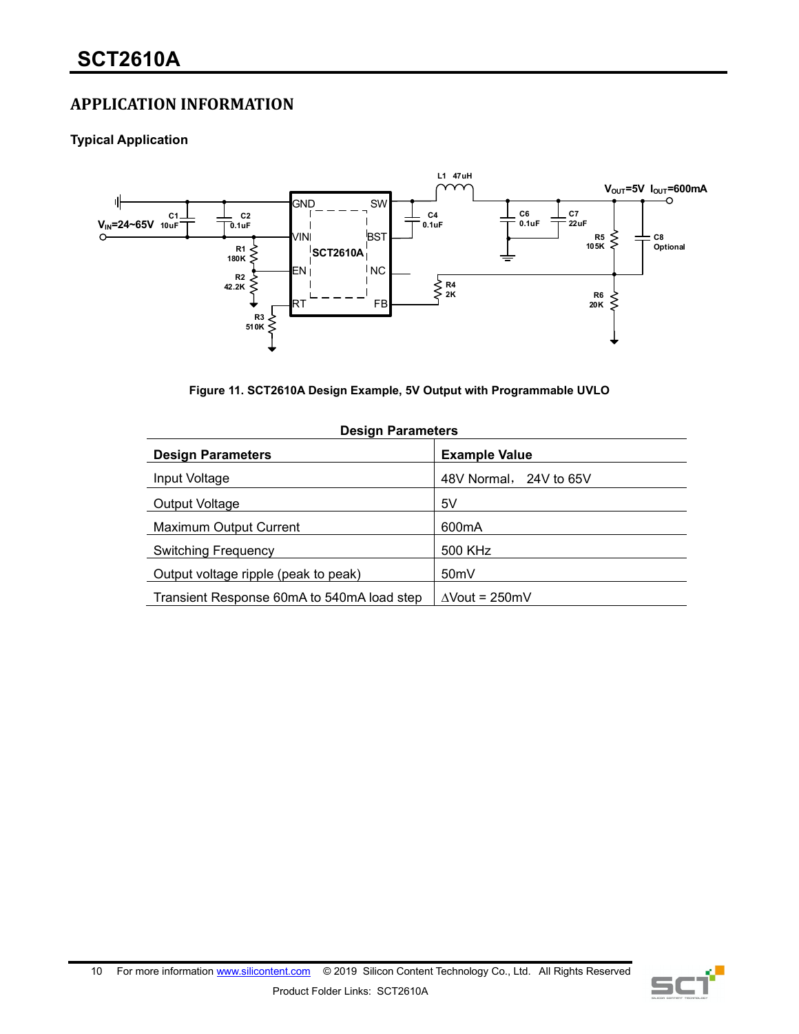## APPLICATION INFORMATION

### Typical Application

Figure 11. SCT2610A Design Example, 5V Output with Programmable UVLO

**Design Parameters**

| Design Parameters | Example Value |
|---|---|
| Input Voltage | 48V Normal， 24V to 65V |
| Output Voltage | 5V |
| Maximum Output Current | 600mA |
| Switching Frequency | 500 KHz |
| Output voltage ripple (peak to peak) | 50mV |
| Transient Response 60mA to 540mA load step | ∆Vout = 250mV |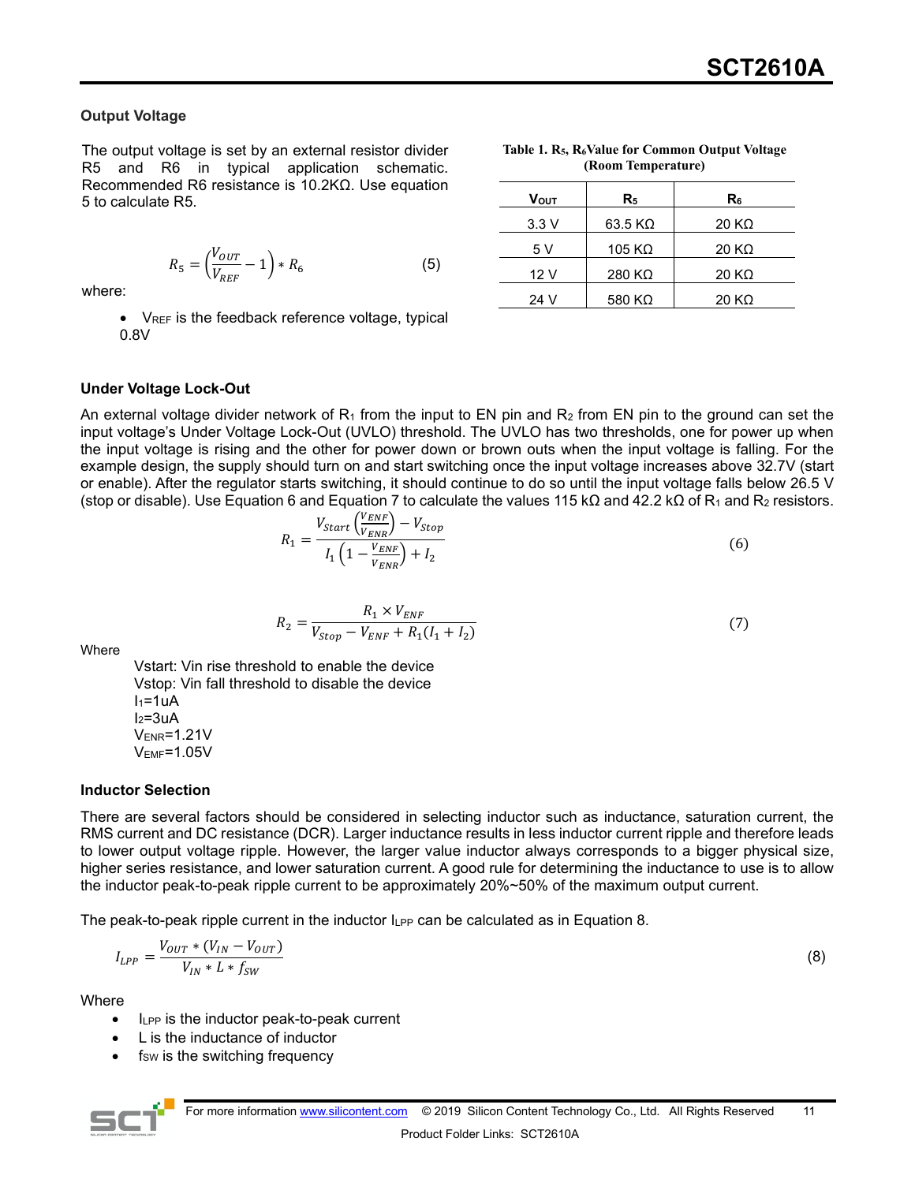### Output Voltage

The output voltage is set by an external resistor divider R5 and R6 in typical application schematic. Recommended R6 resistance is 10.2KΩ. Use equation 5 to calculate R5.

$$R_5 = \left(\frac{V_{OUT}}{V_{REF}} - 1\right) * R_6 \tag{5}$$

where:

- $V_{REF}$ is the feedback reference voltage, typical 0.8V

**Table 1. $R_5$, $R_6$ Value for Common Output Voltage (Room Temperature)**

| $V_{OUT}$ | $R_5$ | $R_6$ |
|---|---|---|
| 3.3 V | 63.5 KΩ | 20 KΩ |
| 5 V | 105 KΩ | 20 KΩ |
| 12 V | 280 KΩ | 20 KΩ |
| 24 V | 580 KΩ | 20 KΩ |

### Under Voltage Lock-Out

An external voltage divider network of $R_1$ from the input to EN pin and $R_2$ from EN pin to the ground can set the input voltage's Under Voltage Lock-Out (UVLO) threshold. The UVLO has two thresholds, one for power up when the input voltage is rising and the other for power down or brown outs when the input voltage is falling. For the example design, the supply should turn on and start switching once the input voltage increases above 32.7V (start or enable). After the regulator starts switching, it should continue to do so until the input voltage falls below 26.5 V (stop or disable). Use Equation 6 and Equation 7 to calculate the values 115 kΩ and 42.2 kΩ of $R_1$ and $R_2$ resistors.

$$R_1 = \frac{V_{Start}\left(\frac{V_{ENF}}{V_{ENR}}\right) - V_{Stop}}{I_1\left(1 - \frac{V_{ENF}}{V_{ENR}}\right) + I_2} \tag{6}$$

$$R_2 = \frac{R_1 \times V_{ENF}}{V_{Stop} - V_{ENF} + R_1(I_1 + I_2)} \tag{7}$$

Where

Vstart: Vin rise threshold to enable the device
Vstop: Vin fall threshold to disable the device
$I_1$=1uA
$I_2$=3uA
$V_{ENR}$=1.21V
$V_{EMF}$=1.05V

### Inductor Selection

There are several factors should be considered in selecting inductor such as inductance, saturation current, the RMS current and DC resistance (DCR). Larger inductance results in less inductor current ripple and therefore leads to lower output voltage ripple. However, the larger value inductor always corresponds to a bigger physical size, higher series resistance, and lower saturation current. A good rule for determining the inductance to use is to allow the inductor peak-to-peak ripple current to be approximately 20%~50% of the maximum output current.

The peak-to-peak ripple current in the inductor $I_{LPP}$ can be calculated as in Equation 8.

$$I_{LPP} = \frac{V_{OUT} * (V_{IN} - V_{OUT})}{V_{IN} * L * f_{SW}} \tag{8}$$

Where

- $I_{LPP}$ is the inductor peak-to-peak current
- L is the inductance of inductor
- $f_{SW}$ is the switching frequency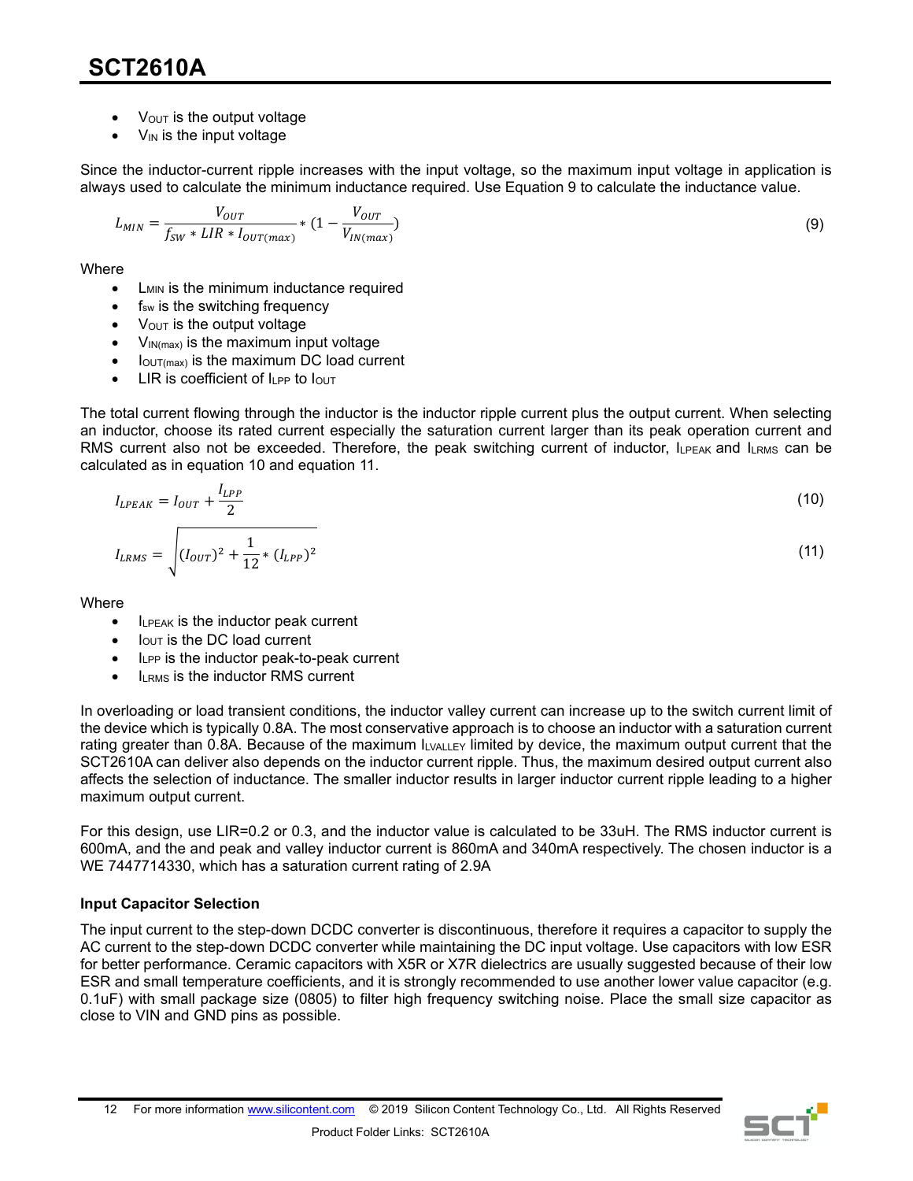- $V_{OUT}$ is the output voltage
- $V_{IN}$ is the input voltage

Since the inductor-current ripple increases with the input voltage, so the maximum input voltage in application is always used to calculate the minimum inductance required. Use Equation 9 to calculate the inductance value.

$$L_{MIN} = \frac{V_{OUT}}{f_{SW} * LIR * I_{OUT(max)}} * \left(1 - \frac{V_{OUT}}{V_{IN(max)}}\right) \tag{9}$$

Where

- $L_{MIN}$ is the minimum inductance required
- $f_{sw}$ is the switching frequency
- $V_{OUT}$ is the output voltage
- $V_{IN(max)}$ is the maximum input voltage
- $I_{OUT(max)}$ is the maximum DC load current
- LIR is coefficient of $I_{LPP}$ to $I_{OUT}$

The total current flowing through the inductor is the inductor ripple current plus the output current. When selecting an inductor, choose its rated current especially the saturation current larger than its peak operation current and RMS current also not be exceeded. Therefore, the peak switching current of inductor, $I_{LPEAK}$ and $I_{LRMS}$ can be calculated as in equation 10 and equation 11.

$$I_{LPEAK} = I_{OUT} + \frac{I_{LPP}}{2} \tag{10}$$

$$I_{LRMS} = \sqrt{(I_{OUT})^2 + \frac{1}{12} * (I_{LPP})^2} \tag{11}$$

Where

- $I_{LPEAK}$ is the inductor peak current
- $I_{OUT}$ is the DC load current
- $I_{LPP}$ is the inductor peak-to-peak current
- $I_{LRMS}$ is the inductor RMS current

In overloading or load transient conditions, the inductor valley current can increase up to the switch current limit of the device which is typically 0.8A. The most conservative approach is to choose an inductor with a saturation current rating greater than 0.8A. Because of the maximum $I_{LVALLEY}$ limited by device, the maximum output current that the SCT2610A can deliver also depends on the inductor current ripple. Thus, the maximum desired output current also affects the selection of inductance. The smaller inductor results in larger inductor current ripple leading to a higher maximum output current.

For this design, use LIR=0.2 or 0.3, and the inductor value is calculated to be 33uH. The RMS inductor current is 600mA, and the and peak and valley inductor current is 860mA and 340mA respectively. The chosen inductor is a WE 7447714330, which has a saturation current rating of 2.9A

### Input Capacitor Selection

The input current to the step-down DCDC converter is discontinuous, therefore it requires a capacitor to supply the AC current to the step-down DCDC converter while maintaining the DC input voltage. Use capacitors with low ESR for better performance. Ceramic capacitors with X5R or X7R dielectrics are usually suggested because of their low ESR and small temperature coefficients, and it is strongly recommended to use another lower value capacitor (e.g. 0.1uF) with small package size (0805) to filter high frequency switching noise. Place the small size capacitor as close to VIN and GND pins as possible.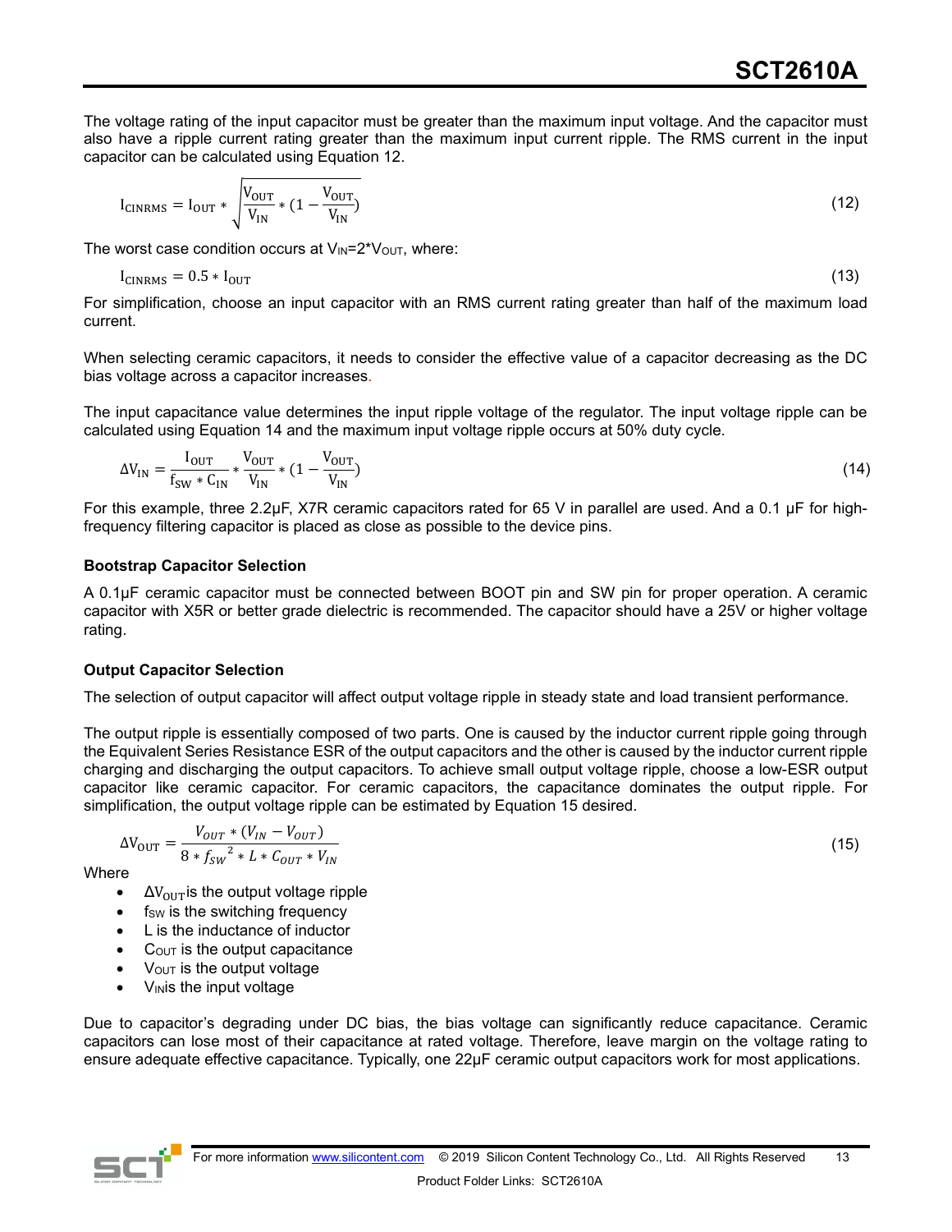The voltage rating of the input capacitor must be greater than the maximum input voltage. And the capacitor must also have a ripple current rating greater than the maximum input current ripple. The RMS current in the input capacitor can be calculated using Equation 12.

$$I_{CINRMS} = I_{OUT} * \sqrt{\frac{V_{OUT}}{V_{IN}} * (1 - \frac{V_{OUT}}{V_{IN}})} \tag{12}$$

The worst case condition occurs at $V_{IN}$=2*$V_{OUT}$, where:

$$I_{CINRMS} = 0.5 * I_{OUT} \tag{13}$$

For simplification, choose an input capacitor with an RMS current rating greater than half of the maximum load current.

When selecting ceramic capacitors, it needs to consider the effective value of a capacitor decreasing as the DC bias voltage across a capacitor increases.

The input capacitance value determines the input ripple voltage of the regulator. The input voltage ripple can be calculated using Equation 14 and the maximum input voltage ripple occurs at 50% duty cycle.

$$\Delta V_{IN} = \frac{I_{OUT}}{f_{SW} * C_{IN}} * \frac{V_{OUT}}{V_{IN}} * (1 - \frac{V_{OUT}}{V_{IN}}) \tag{14}$$

For this example, three 2.2µF, X7R ceramic capacitors rated for 65 V in parallel are used. And a 0.1 µF for high-frequency filtering capacitor is placed as close as possible to the device pins.

### Bootstrap Capacitor Selection

A 0.1µF ceramic capacitor must be connected between BOOT pin and SW pin for proper operation. A ceramic capacitor with X5R or better grade dielectric is recommended. The capacitor should have a 25V or higher voltage rating.

### Output Capacitor Selection

The selection of output capacitor will affect output voltage ripple in steady state and load transient performance.

The output ripple is essentially composed of two parts. One is caused by the inductor current ripple going through the Equivalent Series Resistance ESR of the output capacitors and the other is caused by the inductor current ripple charging and discharging the output capacitors. To achieve small output voltage ripple, choose a low-ESR output capacitor like ceramic capacitor. For ceramic capacitors, the capacitance dominates the output ripple. For simplification, the output voltage ripple can be estimated by Equation 15 desired.

$$\Delta V_{OUT} = \frac{V_{OUT} * (V_{IN} - V_{OUT})}{8 * {f_{SW}}^2 * L * C_{OUT} * V_{IN}} \tag{15}$$

Where

- $\Delta V_{OUT}$ is the output voltage ripple
- $f_{SW}$ is the switching frequency
- L is the inductance of inductor
- $C_{OUT}$ is the output capacitance
- $V_{OUT}$ is the output voltage
- $V_{IN}$ is the input voltage

Due to capacitor's degrading under DC bias, the bias voltage can significantly reduce capacitance. Ceramic capacitors can lose most of their capacitance at rated voltage. Therefore, leave margin on the voltage rating to ensure adequate effective capacitance. Typically, one 22µF ceramic output capacitors work for most applications.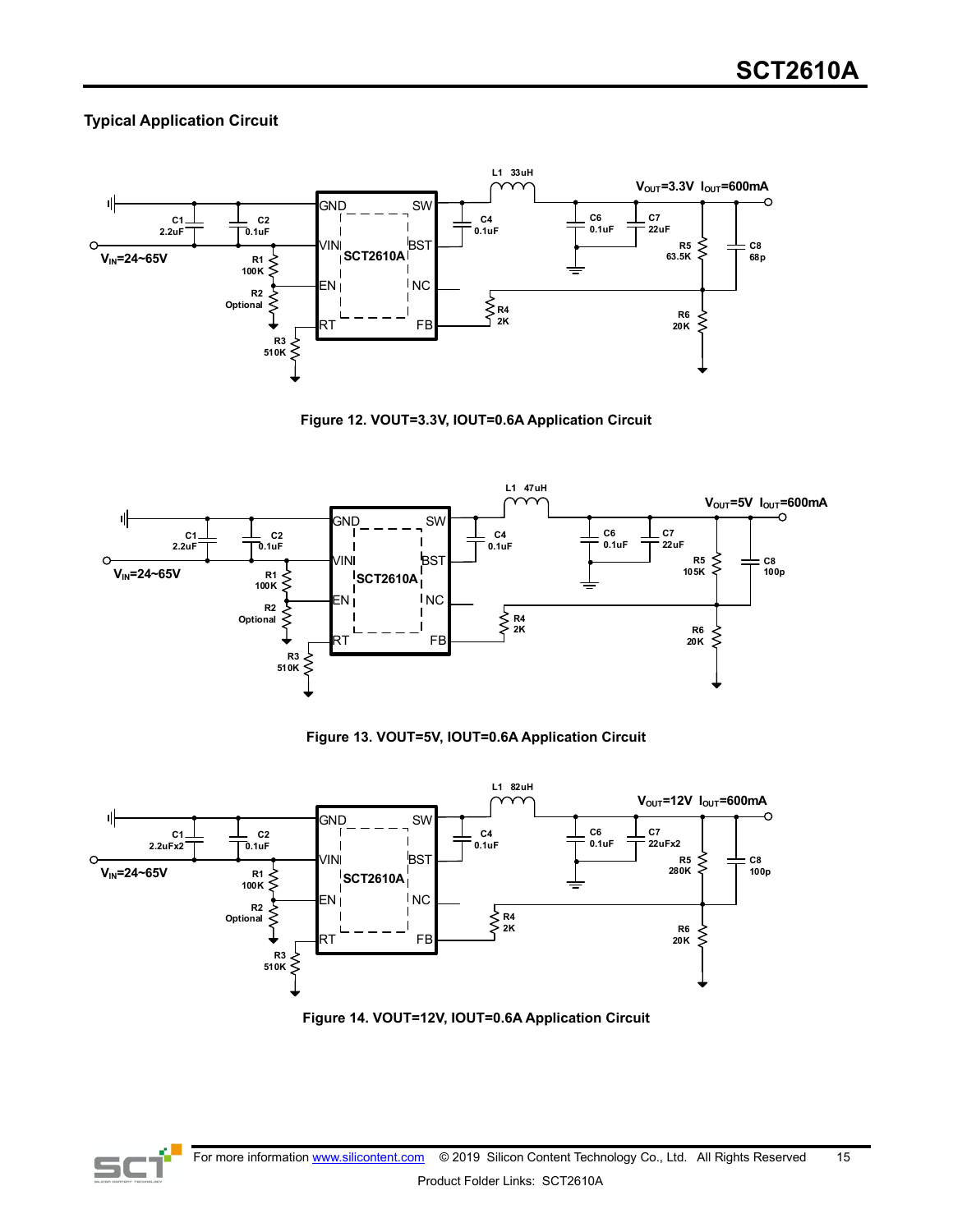## Typical Application Circuit

Figure 12. VOUT=3.3V, IOUT=0.6A Application Circuit

Figure 13. VOUT=5V, IOUT=0.6A Application Circuit

Figure 14. VOUT=12V, IOUT=0.6A Application Circuit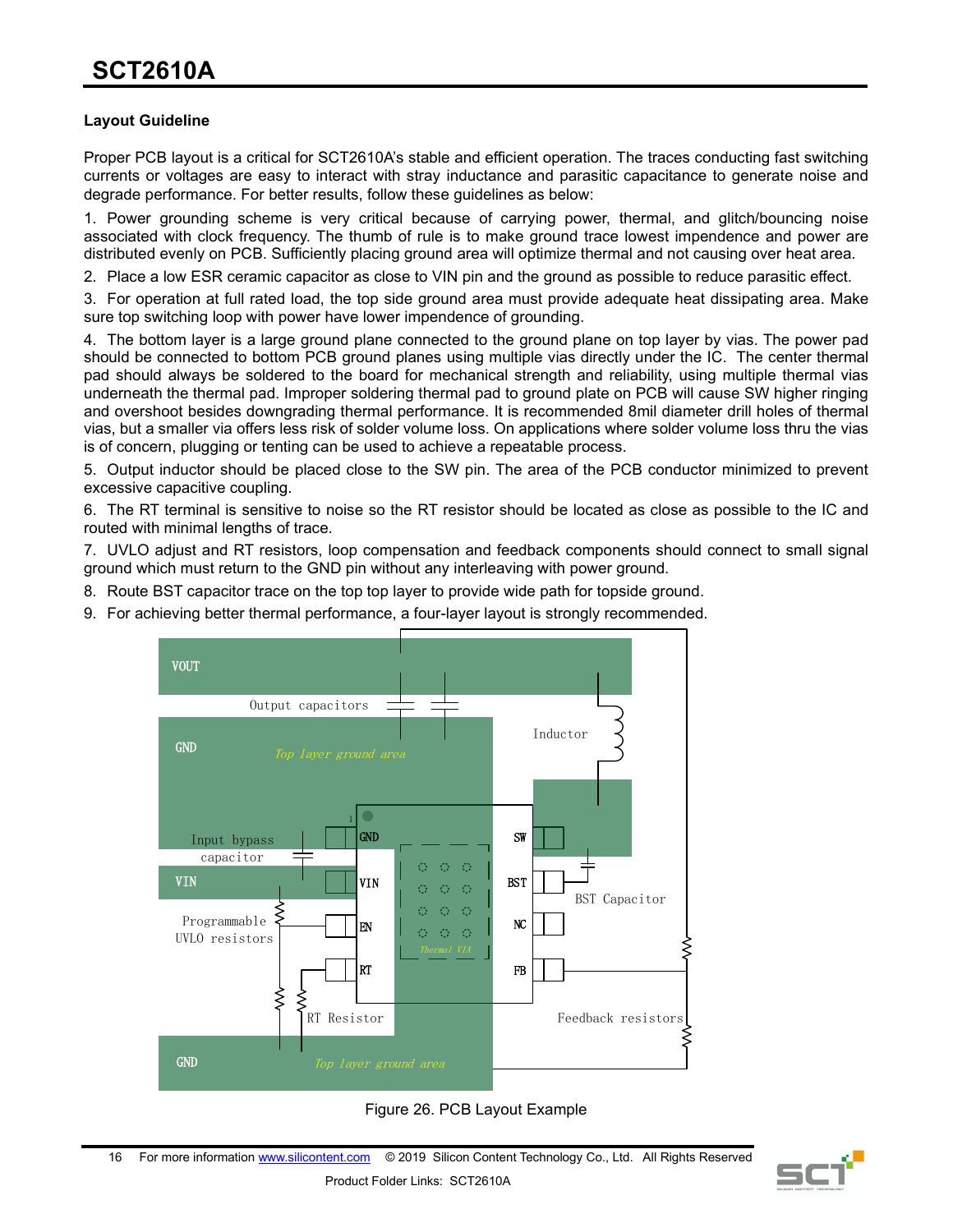### Layout Guideline

Proper PCB layout is a critical for SCT2610A's stable and efficient operation. The traces conducting fast switching currents or voltages are easy to interact with stray inductance and parasitic capacitance to generate noise and degrade performance. For better results, follow these guidelines as below:

1. Power grounding scheme is very critical because of carrying power, thermal, and glitch/bouncing noise associated with clock frequency. The thumb of rule is to make ground trace lowest impendence and power are distributed evenly on PCB. Sufficiently placing ground area will optimize thermal and not causing over heat area.
2. Place a low ESR ceramic capacitor as close to VIN pin and the ground as possible to reduce parasitic effect.
3. For operation at full rated load, the top side ground area must provide adequate heat dissipating area. Make sure top switching loop with power have lower impendence of grounding.
4. The bottom layer is a large ground plane connected to the ground plane on top layer by vias. The power pad should be connected to bottom PCB ground planes using multiple vias directly under the IC. The center thermal pad should always be soldered to the board for mechanical strength and reliability, using multiple thermal vias underneath the thermal pad. Improper soldering thermal pad to ground plate on PCB will cause SW higher ringing and overshoot besides downgrading thermal performance. It is recommended 8mil diameter drill holes of thermal vias, but a smaller via offers less risk of solder volume loss. On applications where solder volume loss thru the vias is of concern, plugging or tenting can be used to achieve a repeatable process.
5. Output inductor should be placed close to the SW pin. The area of the PCB conductor minimized to prevent excessive capacitive coupling.
6. The RT terminal is sensitive to noise so the RT resistor should be located as close as possible to the IC and routed with minimal lengths of trace.
7. UVLO adjust and RT resistors, loop compensation and feedback components should connect to small signal ground which must return to the GND pin without any interleaving with power ground.
8. Route BST capacitor trace on the top top layer to provide wide path for topside ground.
9. For achieving better thermal performance, a four-layer layout is strongly recommended.

Figure 26. PCB Layout Example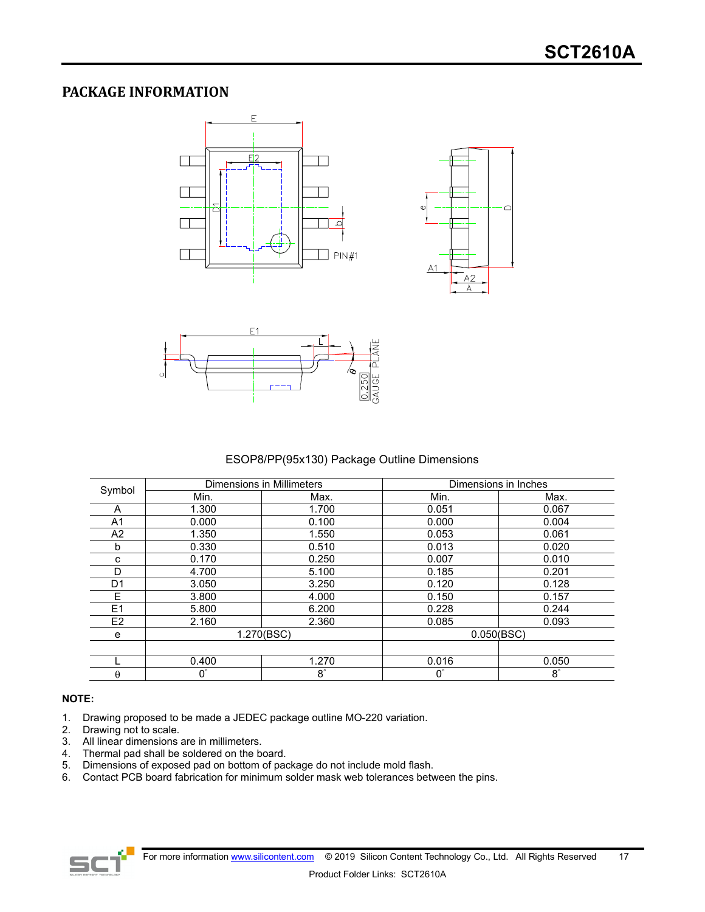## PACKAGE INFORMATION

ESOP8/PP(95x130) Package Outline Dimensions

| Symbol | Dimensions in Millimeters | | Dimensions in Inches | |
|---|---|---|---|---|
| | Min. | Max. | Min. | Max. |
| A | 1.300 | 1.700 | 0.051 | 0.067 |
| A1 | 0.000 | 0.100 | 0.000 | 0.004 |
| A2 | 1.350 | 1.550 | 0.053 | 0.061 |
| b | 0.330 | 0.510 | 0.013 | 0.020 |
| c | 0.170 | 0.250 | 0.007 | 0.010 |
| D | 4.700 | 5.100 | 0.185 | 0.201 |
| D1 | 3.050 | 3.250 | 0.120 | 0.128 |
| E | 3.800 | 4.000 | 0.150 | 0.157 |
| E1 | 5.800 | 6.200 | 0.228 | 0.244 |
| E2 | 2.160 | 2.360 | 0.085 | 0.093 |
| e | 1.270(BSC) | | 0.050(BSC) | |
| | | | | |
| L | 0.400 | 1.270 | 0.016 | 0.050 |
| θ | 0° | 8° | 0° | 8° |

**NOTE:**

1. Drawing proposed to be made a JEDEC package outline MO-220 variation.
2. Drawing not to scale.
3. All linear dimensions are in millimeters.
4. Thermal pad shall be soldered on the board.
5. Dimensions of exposed pad on bottom of package do not include mold flash.
6. Contact PCB board fabrication for minimum solder mask web tolerances between the pins.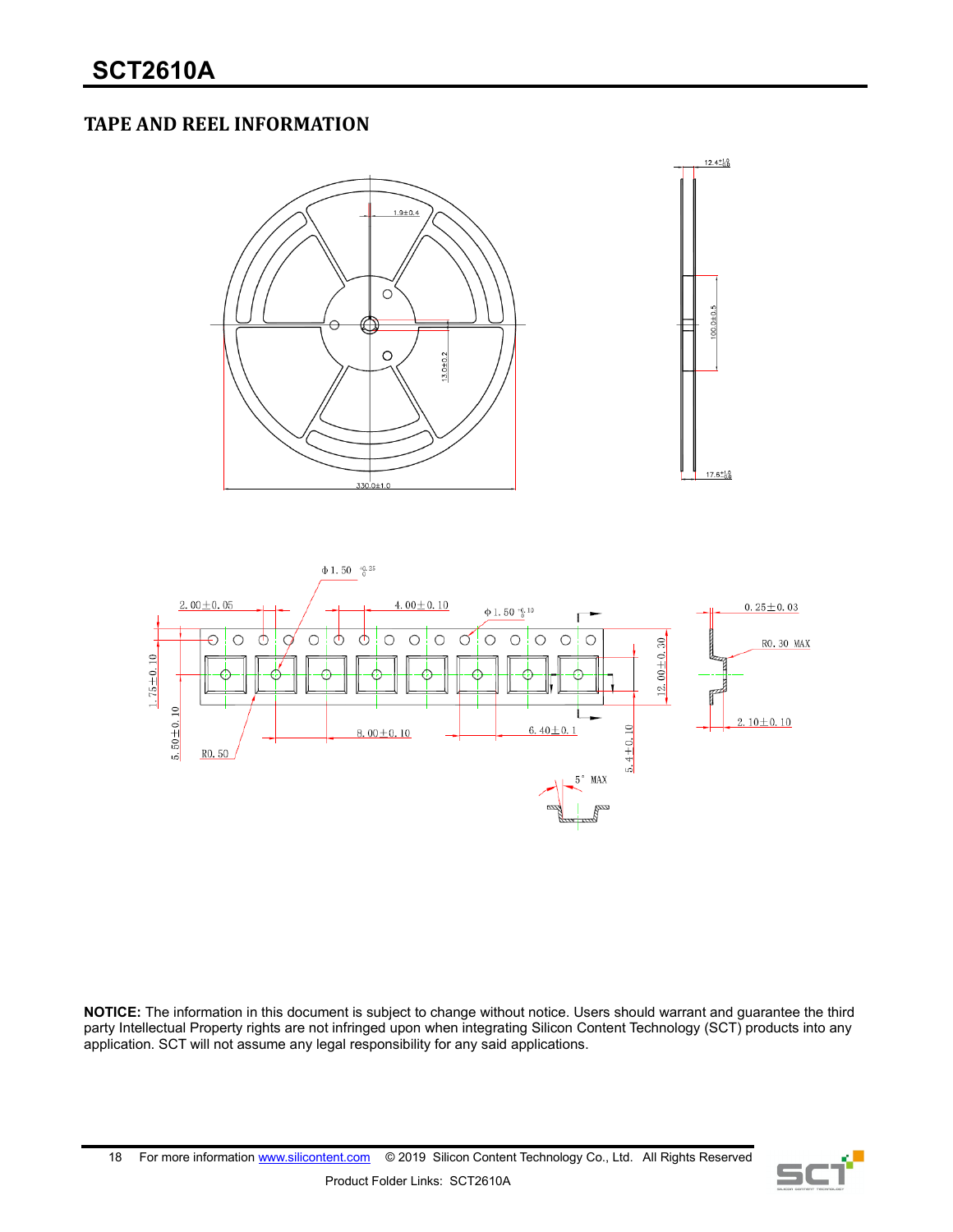## TAPE AND REEL INFORMATION

1.9±0.4

13.0±0.2

330.0±1.0

12.4+1.0/-0.0

100.0±0.5

17.6+1.0/-0.0

ϕ1.50 +0.25/-0

2.00±0.05

4.00±0.10

ϕ1.50 +0.10/-0

0.25±0.03

R0.30 MAX

1.75±0.10

12.00±0.30

5.50±0.10

R0.50

8.00±0.10

6.40±0.1

2.10±0.10

5.4±0.10

5° MAX

**NOTICE:** The information in this document is subject to change without notice. Users should warrant and guarantee the third party Intellectual Property rights are not infringed upon when integrating Silicon Content Technology (SCT) products into any application. SCT will not assume any legal responsibility for any said applications.